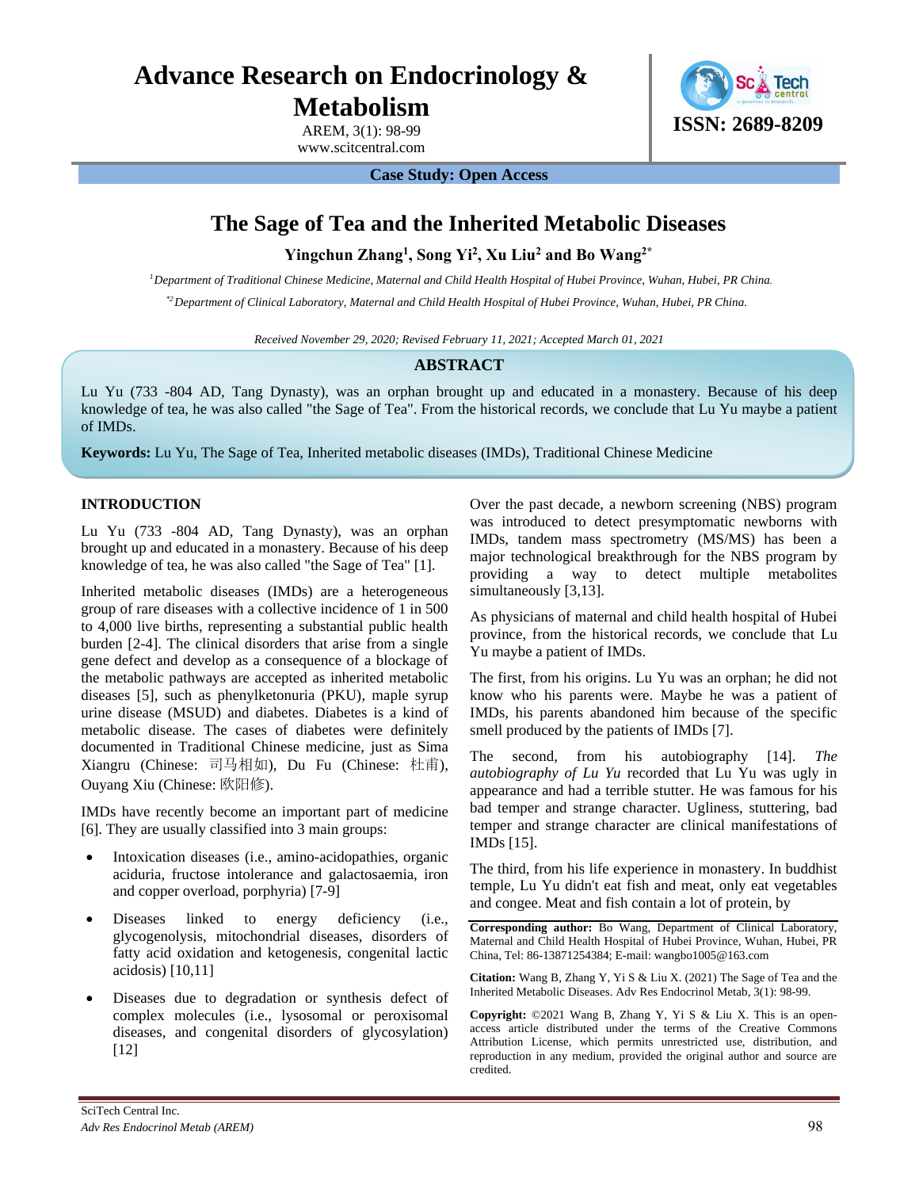# The Sage of Tea and the Inherited Metabolic Diseases

**Yingchun Zhang[1], Song Yi[2], Xu Liu[2] and Bo Wang[2*]**

*[1]Department of Traditional Chinese Medicine, Maternal and Child Health Hospital of Hubei Province, Wuhan, Hubei, PR China.*

*[*2]Department of Clinical Laboratory, Maternal and Child Health Hospital of Hubei Province, Wuhan, Hubei, PR China.*

*Received November 29, 2020; Revised February 11, 2021; Accepted March 01, 2021*

## ABSTRACT

Lu Yu (733 -804 AD, Tang Dynasty), was an orphan brought up and educated in a monastery. Because of his deep knowledge of tea, he was also called "the Sage of Tea". From the historical records, we conclude that Lu Yu maybe a patient of IMDs.

**Keywords:** Lu Yu, The Sage of Tea, Inherited metabolic diseases (IMDs), Traditional Chinese Medicine

## INTRODUCTION

Lu Yu (733 -804 AD, Tang Dynasty), was an orphan brought up and educated in a monastery. Because of his deep knowledge of tea, he was also called "the Sage of Tea" [1].

Inherited metabolic diseases (IMDs) are a heterogeneous group of rare diseases with a collective incidence of 1 in 500 to 4,000 live births, representing a substantial public health burden [2-4]. The clinical disorders that arise from a single gene defect and develop as a consequence of a blockage of the metabolic pathways are accepted as inherited metabolic diseases [5], such as phenylketonuria (PKU), maple syrup urine disease (MSUD) and diabetes. Diabetes is a kind of metabolic disease. The cases of diabetes were definitely documented in Traditional Chinese medicine, just as Sima Xiangru (Chinese: 司马相如), Du Fu (Chinese: 杜甫), Ouyang Xiu (Chinese: 欧阳修).

IMDs have recently become an important part of medicine [6]. They are usually classified into 3 main groups:

- Intoxication diseases (i.e., amino-acidopathies, organic aciduria, fructose intolerance and galactosaemia, iron and copper overload, porphyria) [7-9]
- Diseases linked to energy deficiency (i.e., glycogenolysis, mitochondrial diseases, disorders of fatty acid oxidation and ketogenesis, congenital lactic acidosis) [10,11]
- Diseases due to degradation or synthesis defect of complex molecules (i.e., lysosomal or peroxisomal diseases, and congenital disorders of glycosylation) [12]

Over the past decade, a newborn screening (NBS) program was introduced to detect presymptomatic newborns with IMDs, tandem mass spectrometry (MS/MS) has been a major technological breakthrough for the NBS program by providing a way to detect multiple metabolites simultaneously [3,13].

As physicians of maternal and child health hospital of Hubei province, from the historical records, we conclude that Lu Yu maybe a patient of IMDs.

The first, from his origins. Lu Yu was an orphan; he did not know who his parents were. Maybe he was a patient of IMDs, his parents abandoned him because of the specific smell produced by the patients of IMDs [7].

The second, from his autobiography [14]. *The autobiography of Lu Yu* recorded that Lu Yu was ugly in appearance and had a terrible stutter. He was famous for his bad temper and strange character. Ugliness, stuttering, bad temper and strange character are clinical manifestations of IMDs [15].

The third, from his life experience in monastery. In buddhist temple, Lu Yu didn't eat fish and meat, only eat vegetables and congee. Meat and fish contain a lot of protein, by

**Corresponding author:** Bo Wang, Department of Clinical Laboratory, Maternal and Child Health Hospital of Hubei Province, Wuhan, Hubei, PR China, Tel: 86-13871254384; E-mail: wangbo1005@163.com

**Citation:** Wang B, Zhang Y, Yi S & Liu X. (2021) The Sage of Tea and the Inherited Metabolic Diseases. Adv Res Endocrinol Metab, 3(1): 98-99.

**Copyright:** ©2021 Wang B, Zhang Y, Yi S & Liu X. This is an open-access article distributed under the terms of the Creative Commons Attribution License, which permits unrestricted use, distribution, and reproduction in any medium, provided the original author and source are credited.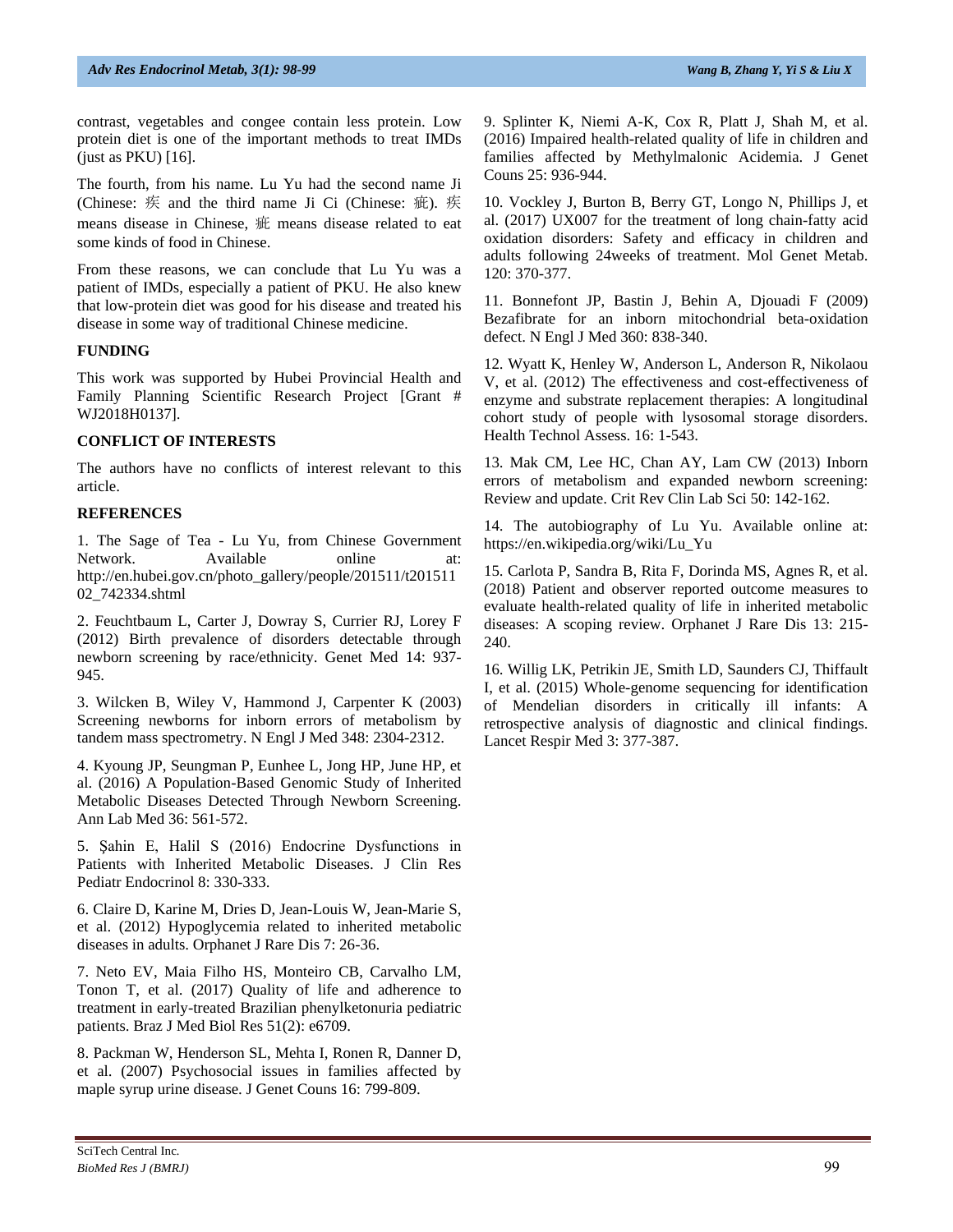contrast, vegetables and congee contain less protein. Low protein diet is one of the important methods to treat IMDs (just as PKU) [16].

The fourth, from his name. Lu Yu had the second name Ji (Chinese: 疾 and the third name Ji Ci (Chinese: 疵). 疾 means disease in Chinese, 疵 means disease related to eat some kinds of food in Chinese.

From these reasons, we can conclude that Lu Yu was a patient of IMDs, especially a patient of PKU. He also knew that low-protein diet was good for his disease and treated his disease in some way of traditional Chinese medicine.

## FUNDING

This work was supported by Hubei Provincial Health and Family Planning Scientific Research Project [Grant # WJ2018H0137].

## CONFLICT OF INTERESTS

The authors have no conflicts of interest relevant to this article.

## REFERENCES

1. The Sage of Tea - Lu Yu, from Chinese Government Network. Available online at: http://en.hubei.gov.cn/photo_gallery/people/201511/t20151102_742334.shtml

2. Feuchtbaum L, Carter J, Dowray S, Currier RJ, Lorey F (2012) Birth prevalence of disorders detectable through newborn screening by race/ethnicity. Genet Med 14: 937-945.

3. Wilcken B, Wiley V, Hammond J, Carpenter K (2003) Screening newborns for inborn errors of metabolism by tandem mass spectrometry. N Engl J Med 348: 2304-2312.

4. Kyoung JP, Seungman P, Eunhee L, Jong HP, June HP, et al. (2016) A Population-Based Genomic Study of Inherited Metabolic Diseases Detected Through Newborn Screening. Ann Lab Med 36: 561-572.

5. Şahin E, Halil S (2016) Endocrine Dysfunctions in Patients with Inherited Metabolic Diseases. J Clin Res Pediatr Endocrinol 8: 330-333.

6. Claire D, Karine M, Dries D, Jean-Louis W, Jean-Marie S, et al. (2012) Hypoglycemia related to inherited metabolic diseases in adults. Orphanet J Rare Dis 7: 26-36.

7. Neto EV, Maia Filho HS, Monteiro CB, Carvalho LM, Tonon T, et al. (2017) Quality of life and adherence to treatment in early-treated Brazilian phenylketonuria pediatric patients. Braz J Med Biol Res 51(2): e6709.

8. Packman W, Henderson SL, Mehta I, Ronen R, Danner D, et al. (2007) Psychosocial issues in families affected by maple syrup urine disease. J Genet Couns 16: 799-809.

9. Splinter K, Niemi A-K, Cox R, Platt J, Shah M, et al. (2016) Impaired health-related quality of life in children and families affected by Methylmalonic Acidemia. J Genet Couns 25: 936-944.

10. Vockley J, Burton B, Berry GT, Longo N, Phillips J, et al. (2017) UX007 for the treatment of long chain-fatty acid oxidation disorders: Safety and efficacy in children and adults following 24weeks of treatment. Mol Genet Metab. 120: 370-377.

11. Bonnefont JP, Bastin J, Behin A, Djouadi F (2009) Bezafibrate for an inborn mitochondrial beta-oxidation defect. N Engl J Med 360: 838-340.

12. Wyatt K, Henley W, Anderson L, Anderson R, Nikolaou V, et al. (2012) The effectiveness and cost-effectiveness of enzyme and substrate replacement therapies: A longitudinal cohort study of people with lysosomal storage disorders. Health Technol Assess. 16: 1-543.

13. Mak CM, Lee HC, Chan AY, Lam CW (2013) Inborn errors of metabolism and expanded newborn screening: Review and update. Crit Rev Clin Lab Sci 50: 142-162.

14. The autobiography of Lu Yu. Available online at: https://en.wikipedia.org/wiki/Lu_Yu

15. Carlota P, Sandra B, Rita F, Dorinda MS, Agnes R, et al. (2018) Patient and observer reported outcome measures to evaluate health-related quality of life in inherited metabolic diseases: A scoping review. Orphanet J Rare Dis 13: 215-240.

16. Willig LK, Petrikin JE, Smith LD, Saunders CJ, Thiffault I, et al. (2015) Whole-genome sequencing for identification of Mendelian disorders in critically ill infants: A retrospective analysis of diagnostic and clinical findings. Lancet Respir Med 3: 377-387.